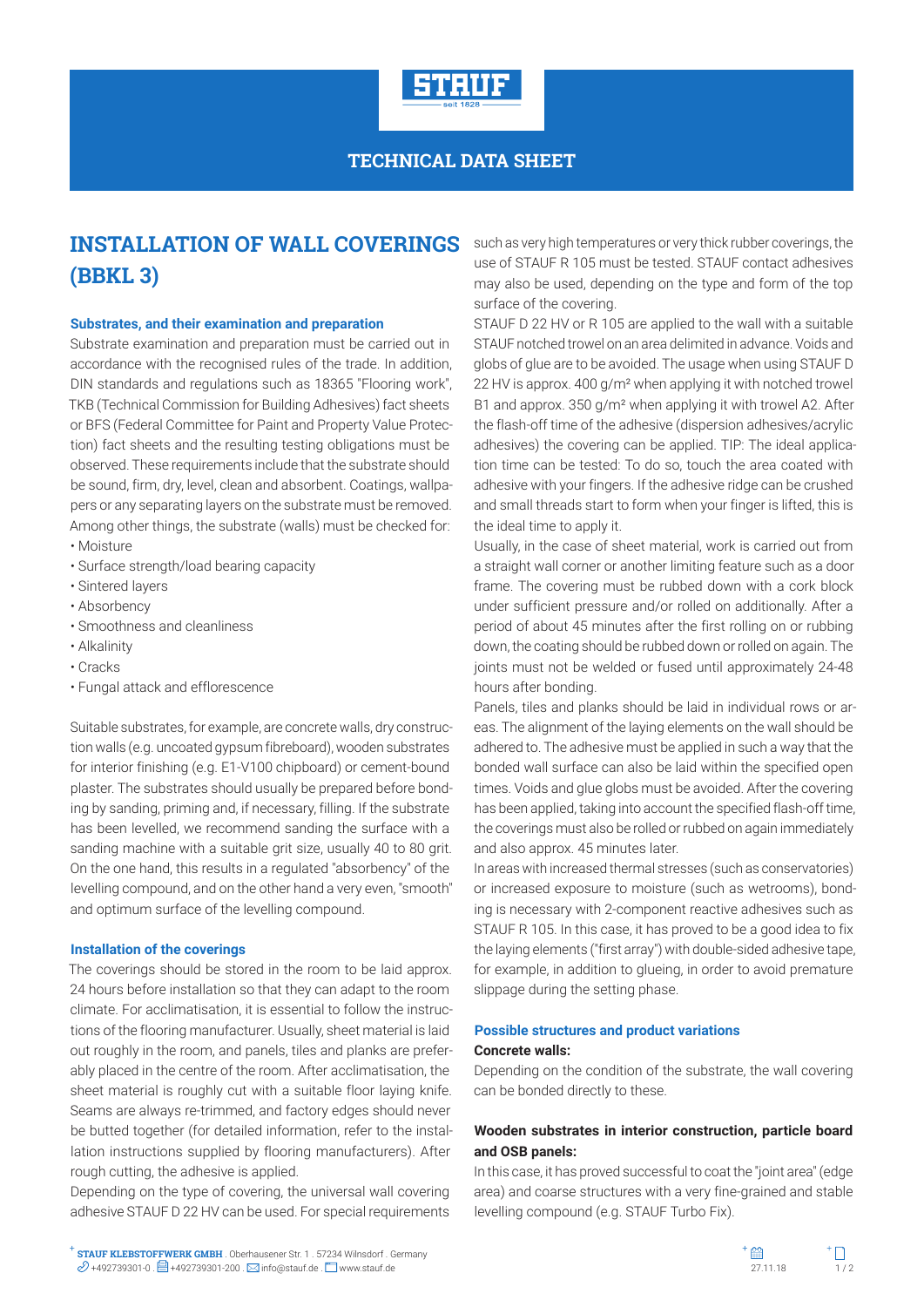TECHNICAL DATA SHEET

# INSTALLATION OF WALL COVERINGS (BBKL 3)

### Substrates, and their examination and preparation

Substrate examination and preparation must be carried out in accordance with the recognised rules of the trade. In addition, DIN standards and regulations such as 18365 "Flooring work", TKB (Technical Commission for Building Adhesives) fact sheets or BFS (Federal Committee for Paint and Property Value Protection) fact sheets and the resulting testing obligations must be observed. These requirements include that the substrate should be sound, firm, dry, level, clean and absorbent. Coatings, wallpapers or any separating layers on the substrate must be removed. Among other things, the substrate (walls) must be checked for:

- Moisture
- Surface strength/load bearing capacity
- Sintered layers
- Absorbency
- Smoothness and cleanliness
- Alkalinity
- Cracks
- Fungal attack and efflorescence

Suitable substrates, for example, are concrete walls, dry construction walls (e.g. uncoated gypsum fibreboard), wooden substrates for interior finishing (e.g. E1-V100 chipboard) or cement-bound plaster. The substrates should usually be prepared before bonding by sanding, priming and, if necessary, filling. If the substrate has been levelled, we recommend sanding the surface with a sanding machine with a suitable grit size, usually 40 to 80 grit. On the one hand, this results in a regulated "absorbency" of the levelling compound, and on the other hand a very even, "smooth" and optimum surface of the levelling compound.

### Installation of the coverings

The coverings should be stored in the room to be laid approx. 24 hours before installation so that they can adapt to the room climate. For acclimatisation, it is essential to follow the instructions of the flooring manufacturer. Usually, sheet material is laid out roughly in the room, and panels, tiles and planks are preferably placed in the centre of the room. After acclimatisation, the sheet material is roughly cut with a suitable floor laying knife. Seams are always re-trimmed, and factory edges should never be butted together (for detailed information, refer to the installation instructions supplied by flooring manufacturers). After rough cutting, the adhesive is applied.

Depending on the type of covering, the universal wall covering adhesive STAUF D 22 HV can be used. For special requirements such as very high temperatures or very thick rubber coverings, the use of STAUF R 105 must be tested. STAUF contact adhesives may also be used, depending on the type and form of the top surface of the covering.

STAUF D 22 HV or R 105 are applied to the wall with a suitable STAUF notched trowel on an area delimited in advance. Voids and globs of glue are to be avoided. The usage when using STAUF D 22 HV is approx. 400 g/m² when applying it with notched trowel B1 and approx. 350 g/m² when applying it with trowel A2. After the flash-off time of the adhesive (dispersion adhesives/acrylic adhesives) the covering can be applied. TIP: The ideal application time can be tested: To do so, touch the area coated with adhesive with your fingers. If the adhesive ridge can be crushed and small threads start to form when your finger is lifted, this is the ideal time to apply it.

Usually, in the case of sheet material, work is carried out from a straight wall corner or another limiting feature such as a door frame. The covering must be rubbed down with a cork block under sufficient pressure and/or rolled on additionally. After a period of about 45 minutes after the first rolling on or rubbing down, the coating should be rubbed down or rolled on again. The joints must not be welded or fused until approximately 24-48 hours after bonding.

Panels, tiles and planks should be laid in individual rows or areas. The alignment of the laying elements on the wall should be adhered to. The adhesive must be applied in such a way that the bonded wall surface can also be laid within the specified open times. Voids and glue globs must be avoided. After the covering has been applied, taking into account the specified flash-off time, the coverings must also be rolled or rubbed on again immediately and also approx. 45 minutes later.

In areas with increased thermal stresses (such as conservatories) or increased exposure to moisture (such as wetrooms), bonding is necessary with 2-component reactive adhesives such as STAUF R 105. In this case, it has proved to be a good idea to fix the laying elements ("first array") with double-sided adhesive tape, for example, in addition to glueing, in order to avoid premature slippage during the setting phase.

### Possible structures and product variations

**Concrete walls:**

Depending on the condition of the substrate, the wall covering can be bonded directly to these.

**Wooden substrates in interior construction, particle board and OSB panels:**

In this case, it has proved successful to coat the "joint area" (edge area) and coarse structures with a very fine-grained and stable levelling compound (e.g. STAUF Turbo Fix).

**STAUF KLEBSTOFFWERK GMBH** . Oberhausener Str. 1 . 57234 Wilnsdorf . Germany
+492739301-0 . +492739301-200 . info@stauf.de . www.stauf.de

27.11.18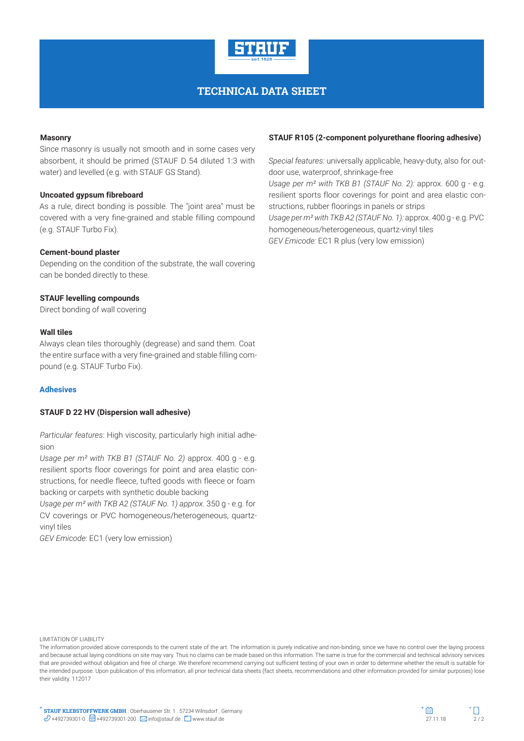**Masonry**

Since masonry is usually not smooth and in some cases very absorbent, it should be primed (STAUF D 54 diluted 1:3 with water) and levelled (e.g. with STAUF GS Stand).

**Uncoated gypsum fibreboard**

As a rule, direct bonding is possible. The "joint area" must be covered with a very fine-grained and stable filling compound (e.g. STAUF Turbo Fix).

**Cement-bound plaster**

Depending on the condition of the substrate, the wall covering can be bonded directly to these.

**STAUF levelling compounds**

Direct bonding of wall covering

**Wall tiles**

Always clean tiles thoroughly (degrease) and sand them. Coat the entire surface with a very fine-grained and stable filling compound (e.g. STAUF Turbo Fix).

## Adhesives

**STAUF D 22 HV (Dispersion wall adhesive)**

*Particular features*: High viscosity, particularly high initial adhesion

*Usage per m² with TKB B1 (STAUF No. 2)* approx. 400 g - e.g. resilient sports floor coverings for point and area elastic constructions, for needle fleece, tufted goods with fleece or foam backing or carpets with synthetic double backing

*Usage per m² with TKB A2 (STAUF No. 1) approx.* 350 g - e.g. for CV coverings or PVC homogeneous/heterogeneous, quartz-vinyl tiles

*GEV Emicode*: EC1 (very low emission)

**STAUF R105 (2-component polyurethane flooring adhesive)**

*Special features:* universally applicable, heavy-duty, also for outdoor use, waterproof, shrinkage-free

*Usage per m² with TKB B1 (STAUF No. 2):* approx. 600 g - e.g. resilient sports floor coverings for point and area elastic constructions, rubber floorings in panels or strips

*Usage per m² with TKB A2 (STAUF No. 1):* approx. 400 g - e.g. PVC homogeneous/heterogeneous, quartz-vinyl tiles

*GEV Emicode:* EC1 R plus (very low emission)

LIMITATION OF LIABILITY

The information provided above corresponds to the current state of the art. The information is purely indicative and non-binding, since we have no control over the laying process and because actual laying conditions on site may vary. Thus no claims can be made based on this information. The same is true for the commercial and technical advisory services that are provided without obligation and free of charge. We therefore recommend carrying out sufficient testing of your own in order to determine whether the result is suitable for the intended purpose. Upon publication of this information, all prior technical data sheets (fact sheets, recommendations and other information provided for similar purposes) lose their validity. 112017